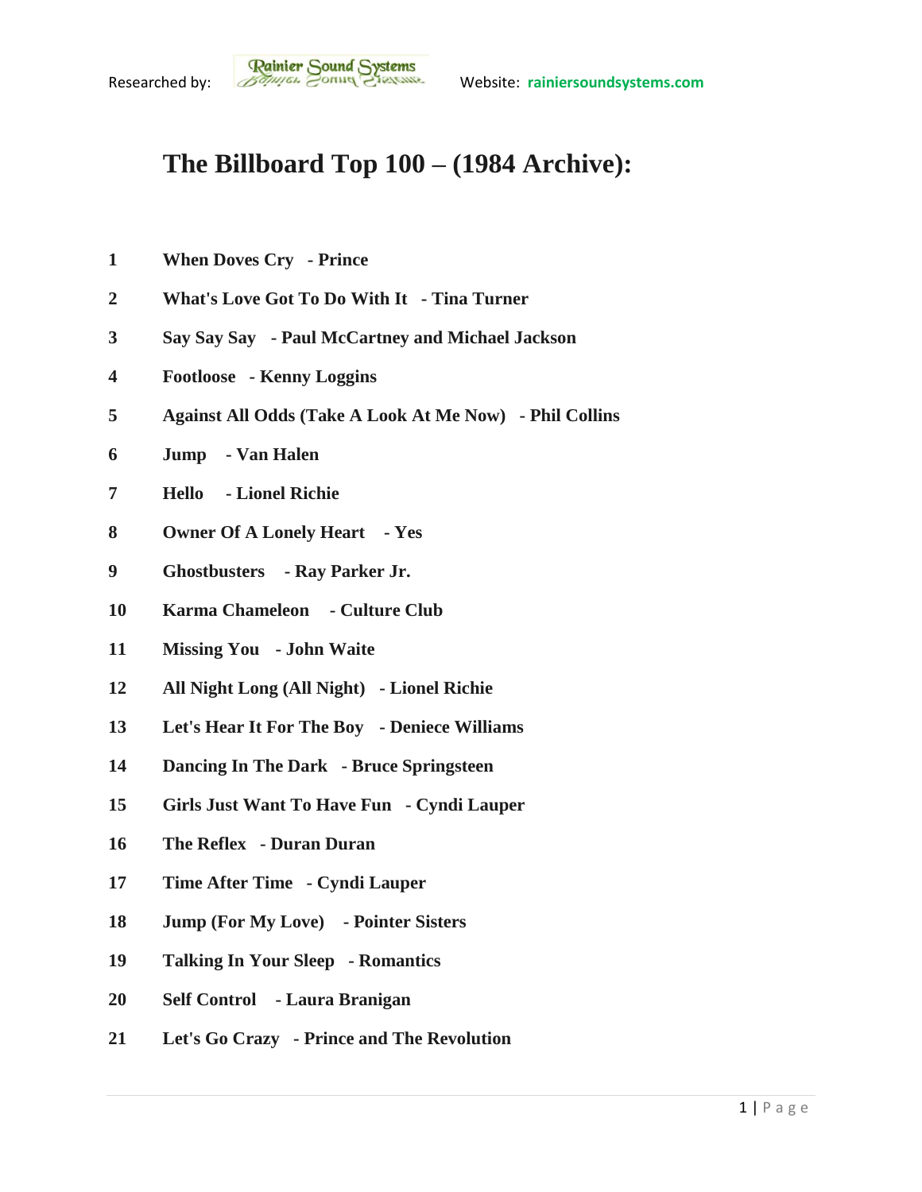Researched by: Rainier Sound Systems Website: rainiersoundsystems.com

# The Billboard Top 100 – (1984 Archive):

1 When Doves Cry - Prince

2 What's Love Got To Do With It - Tina Turner

3 Say Say Say - Paul McCartney and Michael Jackson

4 Footloose - Kenny Loggins

5 Against All Odds (Take A Look At Me Now) - Phil Collins

6 Jump - Van Halen

7 Hello - Lionel Richie

8 Owner Of A Lonely Heart - Yes

9 Ghostbusters - Ray Parker Jr.

10 Karma Chameleon - Culture Club

11 Missing You - John Waite

12 All Night Long (All Night) - Lionel Richie

13 Let's Hear It For The Boy - Deniece Williams

14 Dancing In The Dark - Bruce Springsteen

15 Girls Just Want To Have Fun - Cyndi Lauper

16 The Reflex - Duran Duran

17 Time After Time - Cyndi Lauper

18 Jump (For My Love) - Pointer Sisters

19 Talking In Your Sleep - Romantics

20 Self Control - Laura Branigan

21 Let's Go Crazy - Prince and The Revolution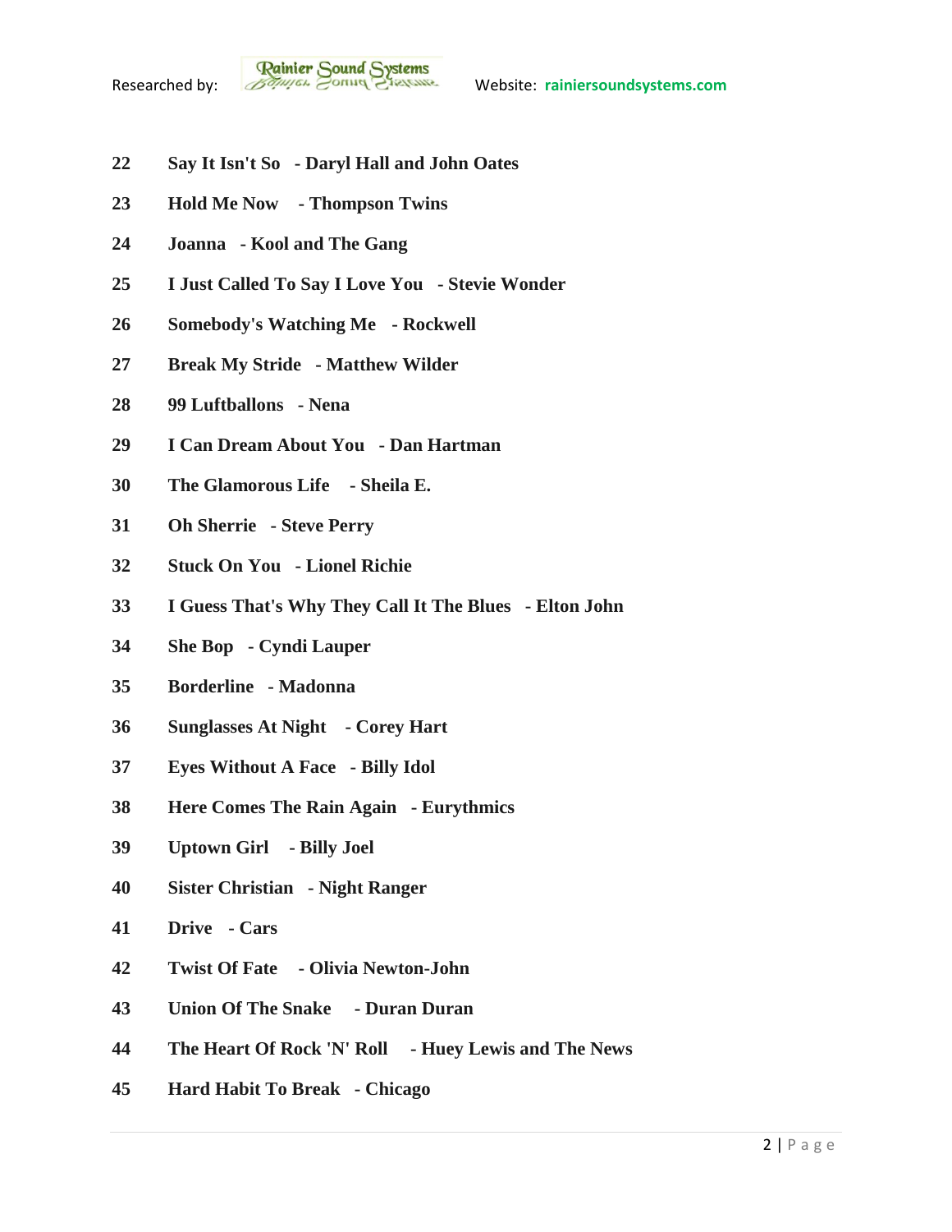22 **Say It Isn't So - Daryl Hall and John Oates**

23 **Hold Me Now - Thompson Twins**

24 **Joanna - Kool and The Gang**

25 **I Just Called To Say I Love You - Stevie Wonder**

26 **Somebody's Watching Me - Rockwell**

27 **Break My Stride - Matthew Wilder**

28 **99 Luftballons - Nena**

29 **I Can Dream About You - Dan Hartman**

30 **The Glamorous Life - Sheila E.**

31 **Oh Sherrie - Steve Perry**

32 **Stuck On You - Lionel Richie**

33 **I Guess That's Why They Call It The Blues - Elton John**

34 **She Bop - Cyndi Lauper**

35 **Borderline - Madonna**

36 **Sunglasses At Night - Corey Hart**

37 **Eyes Without A Face - Billy Idol**

38 **Here Comes The Rain Again - Eurythmics**

39 **Uptown Girl - Billy Joel**

40 **Sister Christian - Night Ranger**

41 **Drive - Cars**

42 **Twist Of Fate - Olivia Newton-John**

43 **Union Of The Snake - Duran Duran**

44 **The Heart Of Rock 'N' Roll - Huey Lewis and The News**

45 **Hard Habit To Break - Chicago**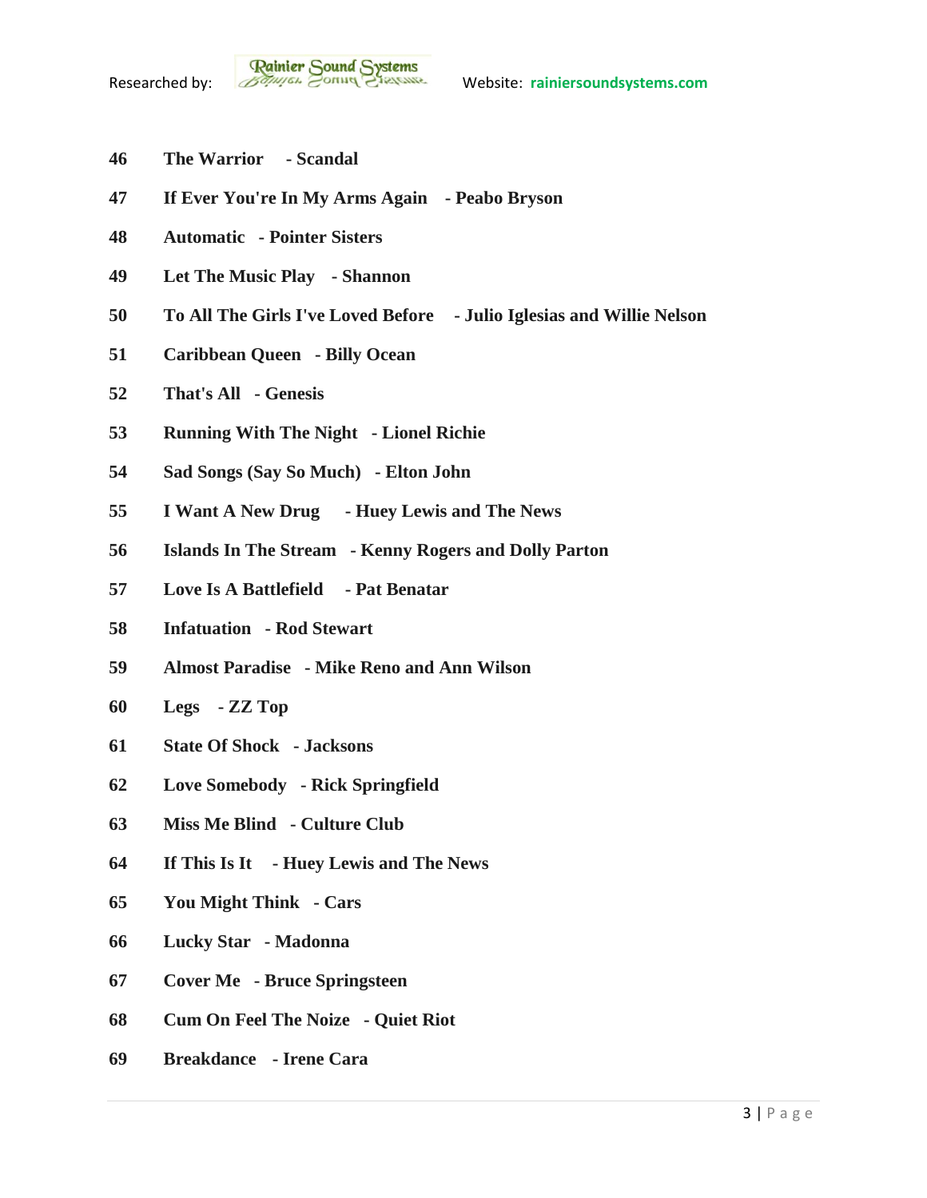**46 The Warrior - Scandal**

**47 If Ever You're In My Arms Again - Peabo Bryson**

**48 Automatic - Pointer Sisters**

**49 Let The Music Play - Shannon**

**50 To All The Girls I've Loved Before - Julio Iglesias and Willie Nelson**

**51 Caribbean Queen - Billy Ocean**

**52 That's All - Genesis**

**53 Running With The Night - Lionel Richie**

**54 Sad Songs (Say So Much) - Elton John**

**55 I Want A New Drug - Huey Lewis and The News**

**56 Islands In The Stream - Kenny Rogers and Dolly Parton**

**57 Love Is A Battlefield - Pat Benatar**

**58 Infatuation - Rod Stewart**

**59 Almost Paradise - Mike Reno and Ann Wilson**

**60 Legs - ZZ Top**

**61 State Of Shock - Jacksons**

**62 Love Somebody - Rick Springfield**

**63 Miss Me Blind - Culture Club**

**64 If This Is It - Huey Lewis and The News**

**65 You Might Think - Cars**

**66 Lucky Star - Madonna**

**67 Cover Me - Bruce Springsteen**

**68 Cum On Feel The Noize - Quiet Riot**

**69 Breakdance - Irene Cara**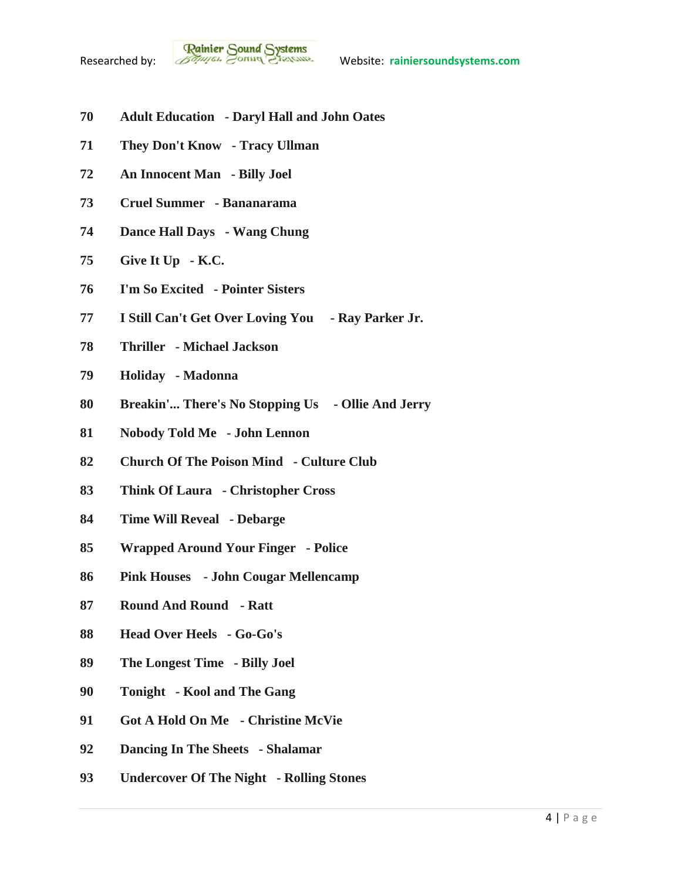**70 Adult Education - Daryl Hall and John Oates**

**71 They Don't Know - Tracy Ullman**

**72 An Innocent Man - Billy Joel**

**73 Cruel Summer - Bananarama**

**74 Dance Hall Days - Wang Chung**

**75 Give It Up - K.C.**

**76 I'm So Excited - Pointer Sisters**

**77 I Still Can't Get Over Loving You - Ray Parker Jr.**

**78 Thriller - Michael Jackson**

**79 Holiday - Madonna**

**80 Breakin'... There's No Stopping Us - Ollie And Jerry**

**81 Nobody Told Me - John Lennon**

**82 Church Of The Poison Mind - Culture Club**

**83 Think Of Laura - Christopher Cross**

**84 Time Will Reveal - Debarge**

**85 Wrapped Around Your Finger - Police**

**86 Pink Houses - John Cougar Mellencamp**

**87 Round And Round - Ratt**

**88 Head Over Heels - Go-Go's**

**89 The Longest Time - Billy Joel**

**90 Tonight - Kool and The Gang**

**91 Got A Hold On Me - Christine McVie**

**92 Dancing In The Sheets - Shalamar**

**93 Undercover Of The Night - Rolling Stones**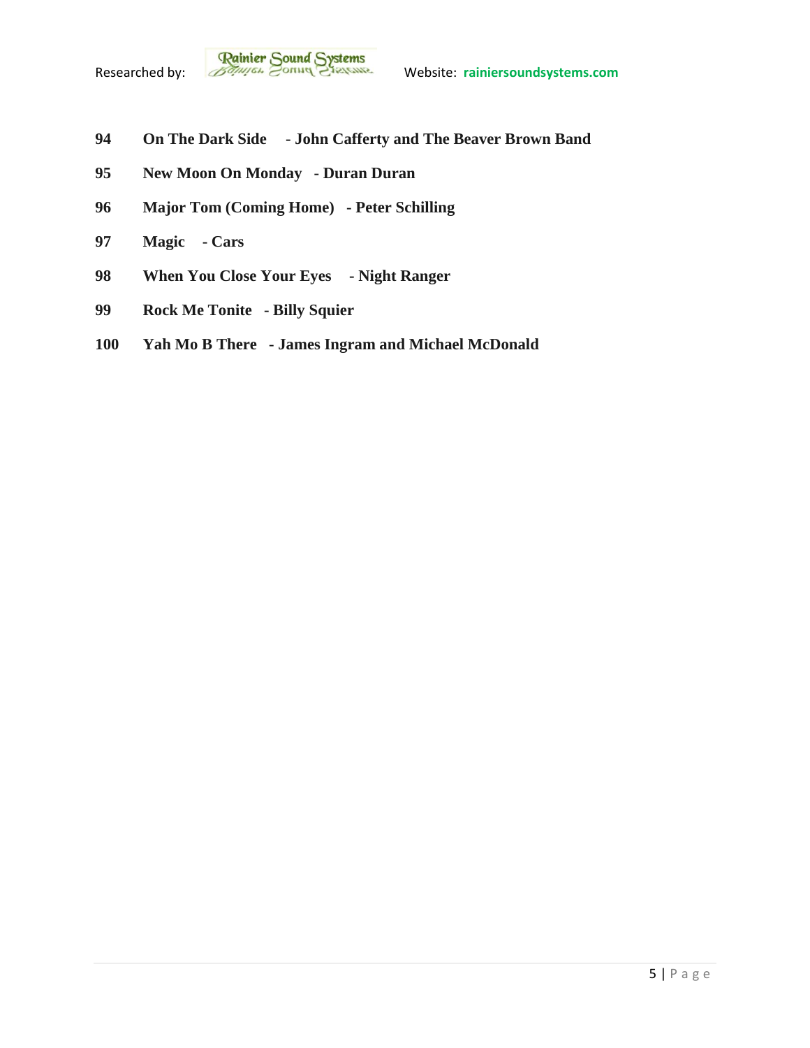**94 On The Dark Side - John Cafferty and The Beaver Brown Band**

**95 New Moon On Monday - Duran Duran**

**96 Major Tom (Coming Home) - Peter Schilling**

**97 Magic - Cars**

**98 When You Close Your Eyes - Night Ranger**

**99 Rock Me Tonite - Billy Squier**

**100 Yah Mo B There - James Ingram and Michael McDonald**